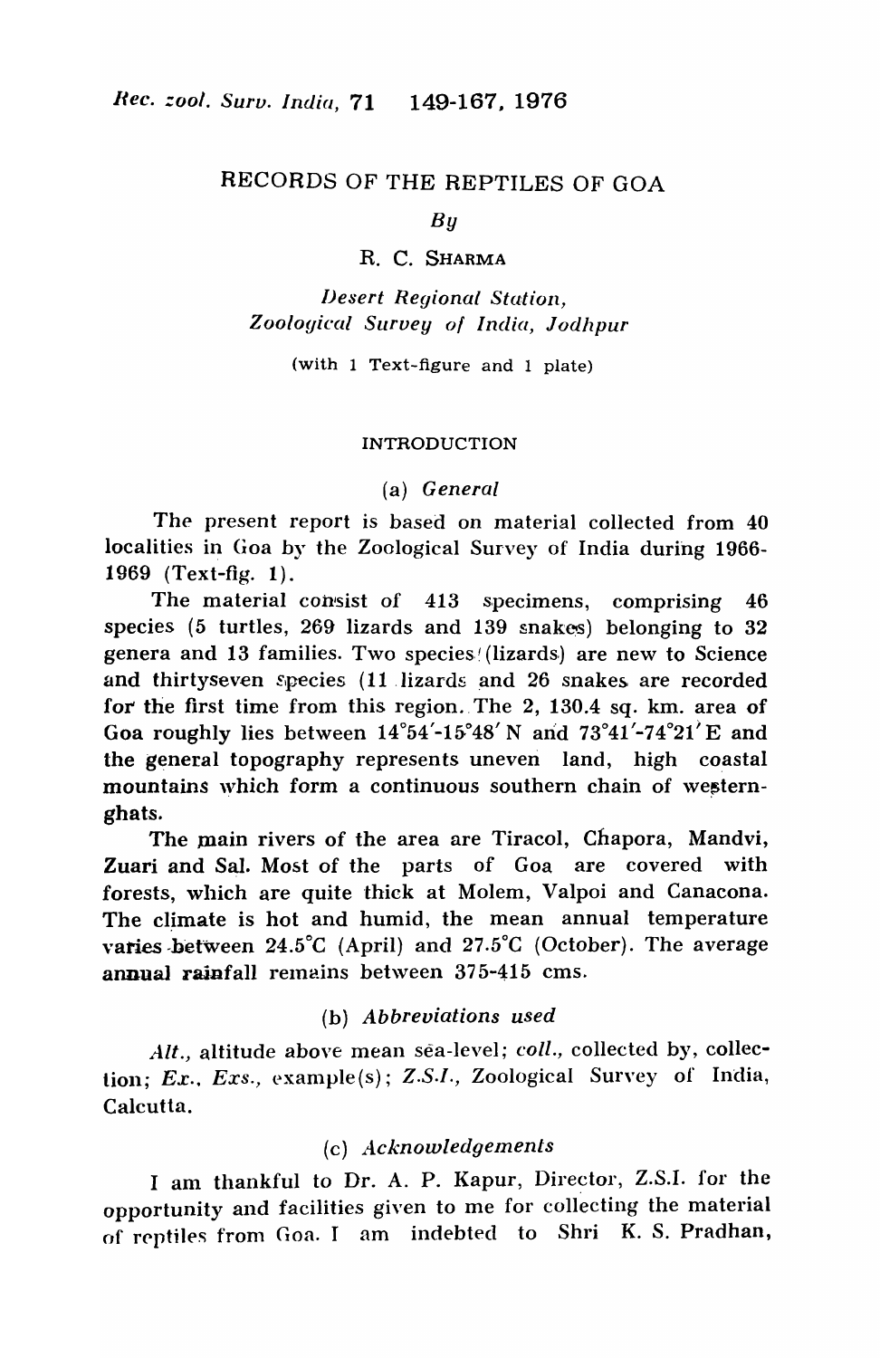# RECORDS OF THE REPTILES OF GOA

*By*

R. C. SHARMA

*Desert Regional Station,*
*Zoological Survey of India, Jodhpur*

(with 1 Text-figure and 1 plate)

## INTRODUCTION

### (a) *General*

The present report is based on material collected from 40 localities in Goa by the Zoological Survey of India during 1966-1969 (Text-fig. 1).

The material consist of 413 specimens, comprising 46 species (5 turtles, 269 lizards and 139 snakes) belonging to 32 genera and 13 families. Two species (lizards) are new to Science and thirtyseven species (11 lizards and 26 snakes are recorded for the first time from this region. The 2, 130.4 sq. km. area of Goa roughly lies between 14°54′-15°48′ N and 73°41′-74°21′ E and the general topography represents uneven land, high coastal mountains which form a continuous southern chain of western-ghats.

The main rivers of the area are Tiracol, Chapora, Mandvi, Zuari and Sal. Most of the parts of Goa are covered with forests, which are quite thick at Molem, Valpoi and Canacona. The climate is hot and humid, the mean annual temperature varies between 24.5°C (April) and 27.5°C (October). The average annual rainfall remains between 375-415 cms.

### (b) *Abbreviations used*

*Alt.*, altitude above mean sea-level; *coll.*, collected by, collection; *Ex.*, *Exs.*, example(s); *Z.S.I.*, Zoological Survey of India, Calcutta.

### (c) *Acknowledgements*

I am thankful to Dr. A. P. Kapur, Director, Z.S.I. for the opportunity and facilities given to me for collecting the material of reptiles from Goa. I am indebted to Shri K. S. Pradhan,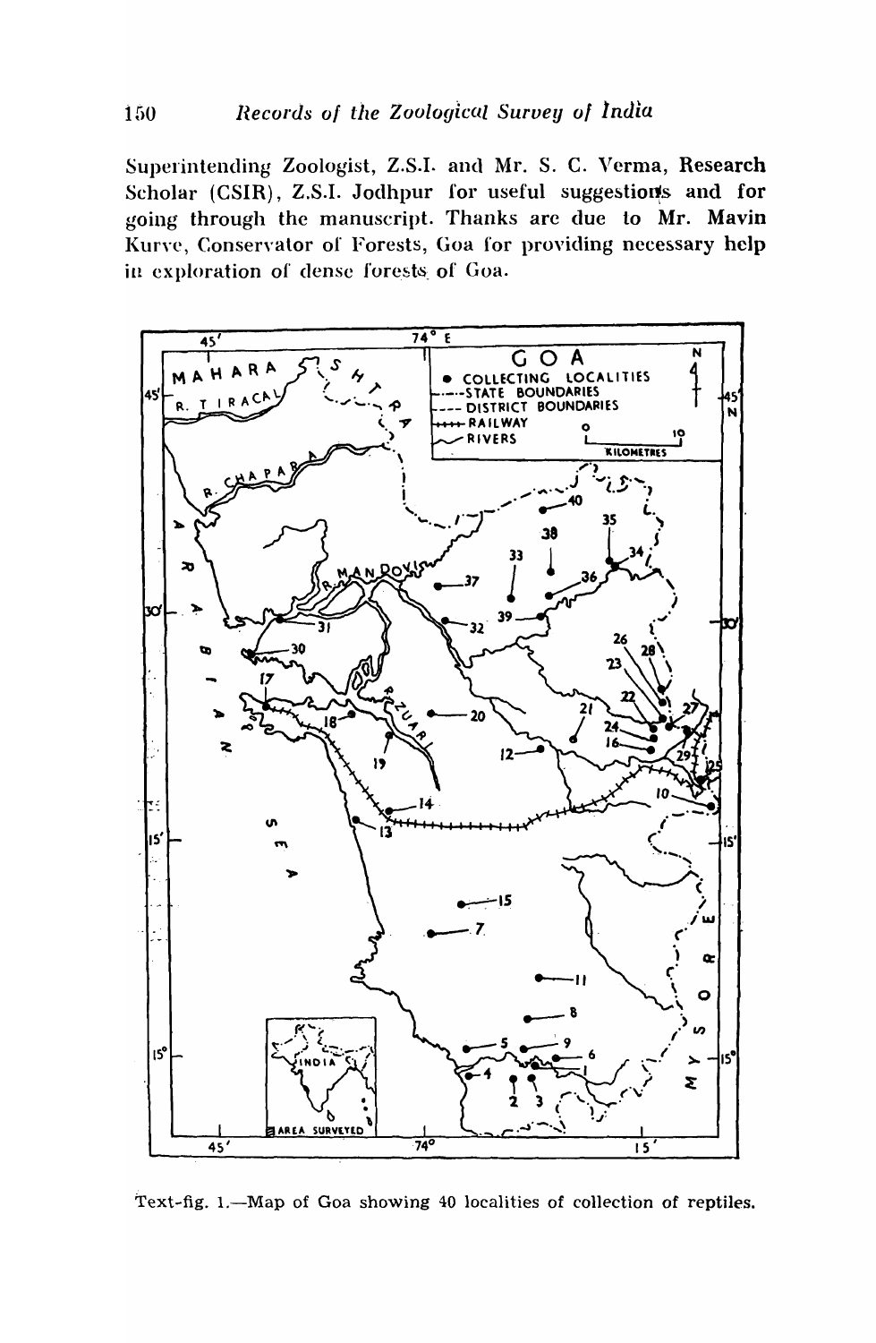Superintending Zoologist, Z.S.I. and Mr. S. C. Verma, Research Scholar (CSIR), Z.S.I. Jodhpur for useful suggestions and for going through the manuscript. Thanks are due to Mr. Mavin Kurve, Conservator of Forests, Goa for providing necessary help in exploration of dense forests of Goa.

Text-fig. 1.—Map of Goa showing 40 localities of collection of reptiles.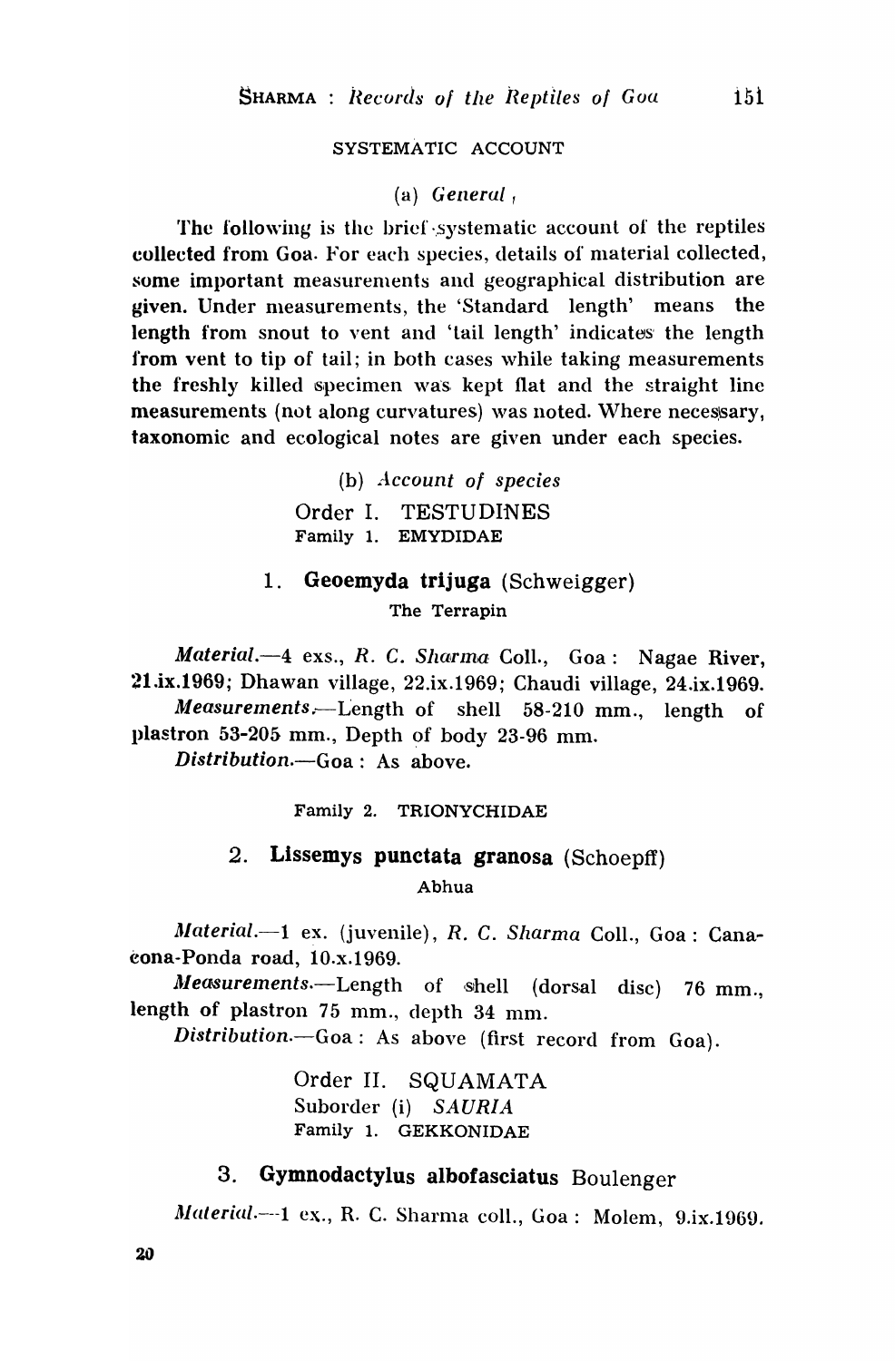SYSTEMATIC ACCOUNT

(a) *General*,

The following is the brief systematic account of the reptiles collected from Goa. For each species, details of material collected, some important measurements and geographical distribution are given. Under measurements, the 'Standard length' means the length from snout to vent and 'tail length' indicates the length from vent to tip of tail; in both cases while taking measurements the freshly killed specimen was kept flat and the straight line measurements (not along curvatures) was noted. Where necessary, taxonomic and ecological notes are given under each species.

(b) *Account of species*

Order I. TESTUDINES

Family 1. EMYDIDAE

### 1. **Geoemyda trijuga** (Schweigger)

The Terrapin

*Material*.—4 exs., *R. C. Sharma* Coll., Goa: Nagae River, 21.ix.1969; Dhawan village, 22.ix.1969; Chaudi village, 24.ix.1969.

*Measurements*.—Length of shell 58-210 mm., length of plastron 53-205 mm., Depth of body 23-96 mm.

*Distribution*.—Goa: As above.

Family 2. TRIONYCHIDAE

### 2. **Lissemys punctata granosa** (Schoepff)

Abhua

*Material*.—1 ex. (juvenile), *R. C. Sharma* Coll., Goa: Canacona-Ponda road, 10.x.1969.

*Measurements*.—Length of shell (dorsal disc) 76 mm., length of plastron 75 mm., depth 34 mm.

*Distribution*.—Goa: As above (first record from Goa).

Order II. SQUAMATA

Suborder (i) *SAURIA*

Family 1. GEKKONIDAE

### 3. **Gymnodactylus albofasciatus** Boulenger

*Material*.—1 ex., R. C. Sharma coll., Goa: Molem, 9.ix.1969.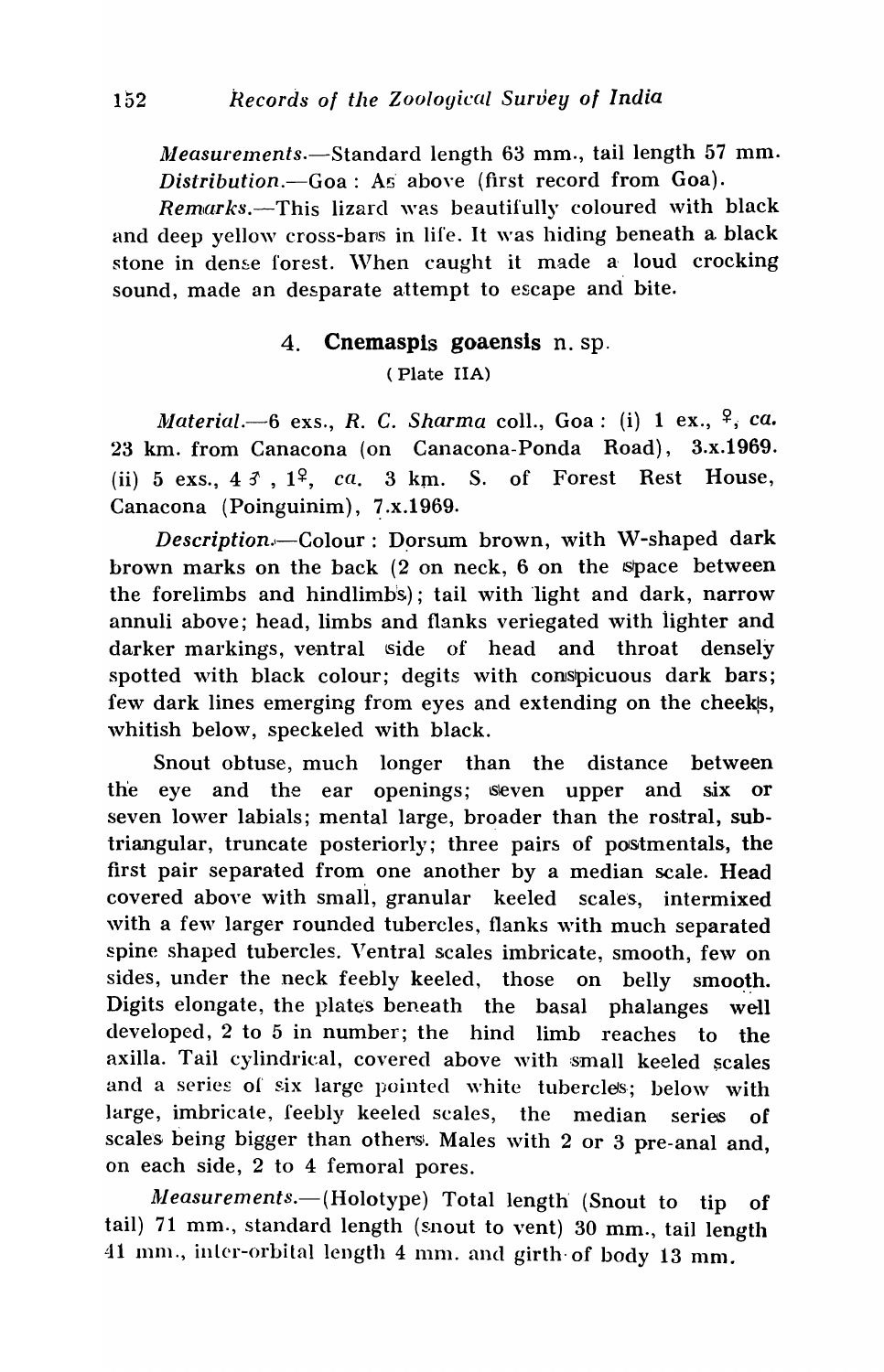*Measurements*.—Standard length 63 mm., tail length 57 mm.

*Distribution*.—Goa : As above (first record from Goa).

*Remarks*.—This lizard was beautifully coloured with black and deep yellow cross-bars in life. It was hiding beneath a black stone in dense forest. When caught it made a loud crocking sound, made an desparate attempt to escape and bite.

### 4. **Cnemaspis goaensis** n. sp.

(Plate IIA)

*Material*.—6 exs., *R. C. Sharma* coll., Goa : (i) 1 ex., ♀, *ca.* 23 km. from Canacona (on Canacona-Ponda Road), 3.x.1969. (ii) 5 exs., 4 ♂, 1♀, *ca.* 3 km. S. of Forest Rest House, Canacona (Poinguinim), 7.x.1969.

*Description*.—Colour : Dorsum brown, with W-shaped dark brown marks on the back (2 on neck, 6 on the space between the forelimbs and hindlimbs); tail with light and dark, narrow annuli above; head, limbs and flanks veriegated with lighter and darker markings, ventral side of head and throat densely spotted with black colour; degits with conspicuous dark bars; few dark lines emerging from eyes and extending on the cheeks, whitish below, speckeled with black.

Snout obtuse, much longer than the distance between the eye and the ear openings; seven upper and six or seven lower labials; mental large, broader than the rostral, subtriangular, truncate posteriorly; three pairs of postmentals, the first pair separated from one another by a median scale. Head covered above with small, granular keeled scales, intermixed with a few larger rounded tubercles, flanks with much separated spine shaped tubercles. Ventral scales imbricate, smooth, few on sides, under the neck feebly keeled, those on belly smooth. Digits elongate, the plates beneath the basal phalanges well developed, 2 to 5 in number; the hind limb reaches to the axilla. Tail cylindrical, covered above with small keeled scales and a series of six large pointed white tubercles; below with large, imbricate, feebly keeled scales, the median series of scales being bigger than others. Males with 2 or 3 pre-anal and, on each side, 2 to 4 femoral pores.

*Measurements*.—(Holotype) Total length (Snout to tip of tail) 71 mm., standard length (snout to vent) 30 mm., tail length 41 mm., inter-orbital length 4 mm. and girth of body 13 mm.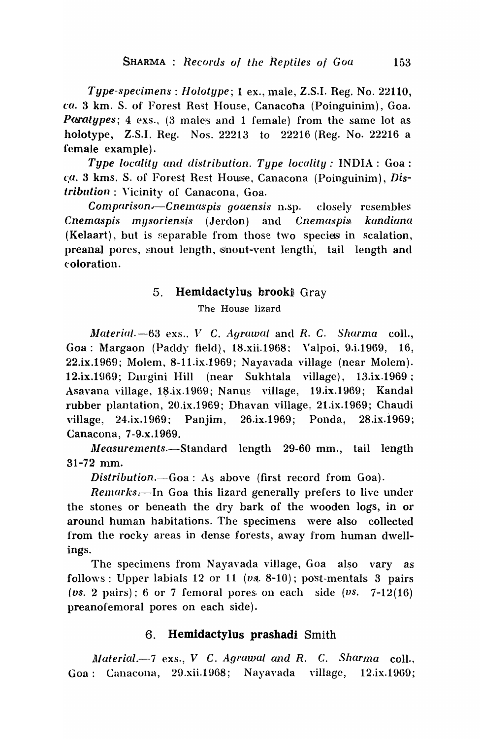*Type-specimens* : *Holotype*; 1 ex., male, Z.S.I. Reg. No. 22110, *ca.* 3 km. S. of Forest Rest House, Canacona (Poinguinim), Goa. *Paratypes*; 4 exs., (3 males and 1 female) from the same lot as holotype, Z.S.I. Reg. Nos. 22213 to 22216 (Reg. No. 22216 a female example).

*Type locality and distribution. Type locality* : INDIA : Goa : *ca.* 3 kms. S. of Forest Rest House, Canacona (Poinguinim), *Distribution* : Vicinity of Canacona, Goa.

*Comparison.*—*Cnemaspis goaensis* n.sp. closely resembles *Cnemaspis mysoriensis* (Jerdon) and *Cnemaspis kandiana* (Kelaart), but is separable from those two species in scalation, preanal pores, snout length, snout-vent length, tail length and coloration.

## 5. **Hemidactylus brooki** Gray

The House lizard

*Material.*—63 exs., *V C. Agrawal* and *R. C. Sharma* coll., Goa : Margaon (Paddy field), 18.xii.1968; Valpoi, 9.i.1969, 16, 22.ix.1969; Molem, 8-11.ix.1969; Nayavada village (near Molem). 12.ix.1969; Durgini Hill (near Sukhtala village), 13.ix.1969; Asavana village, 18.ix.1969; Nanus village, 19.ix.1969; Kandal rubber plantation, 20.ix.1969; Dhavan village, 21.ix.1969; Chaudi village, 24.ix.1969; Panjim, 26.ix.1969; Ponda, 28.ix.1969; Canacona, 7-9.x.1969.

*Measurements.*—Standard length 29-60 mm., tail length 31-72 mm.

*Distribution.*—Goa : As above (first record from Goa).

*Remarks.*—In Goa this lizard generally prefers to live under the stones or beneath the dry bark of the wooden logs, in or around human habitations. The specimens were also collected from the rocky areas in dense forests, away from human dwellings.

The specimens from Nayavada village, Goa also vary as follows : Upper labials 12 or 11 (*vs.* 8-10); post-mentals 3 pairs (*vs.* 2 pairs); 6 or 7 femoral pores on each side (*vs.* 7-12(16) preanofemoral pores on each side).

## 6. **Hemidactylus prashadi** Smith

*Material.*—7 exs., *V C. Agrawal and R. C. Sharma* coll., Goa : Canacona, 29.xii.1968; Nayavada village, 12.ix.1969;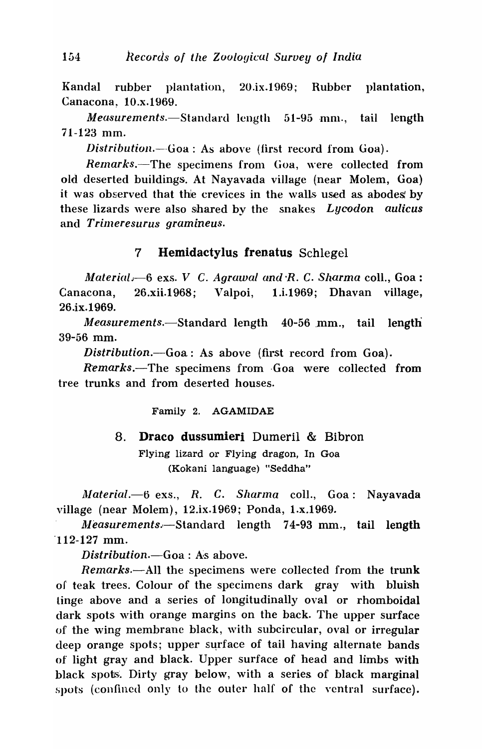Kandal rubber plantation, 20.ix.1969; Rubber plantation, Canacona, 10.x.1969.

*Measurements.*—Standard length 51-95 mm., tail length 71-123 mm.

*Distribution.*—Goa : As above (first record from Goa).

*Remarks.*—The specimens from Goa, were collected from old deserted buildings. At Nayavada village (near Molem, Goa) it was observed that the crevices in the walls used as abodes by these lizards were also shared by the snakes *Lycodon aulicus* and *Trimeresurus gramineus.*

### 7 **Hemidactylus frenatus** Schlegel

*Material.*—6 exs. *V C. Agrawal and R. C. Sharma* coll., Goa : Canacona, 26.xii.1968; Valpoi, 1.i.1969; Dhavan village, 26.ix.1969.

*Measurements.*—Standard length 40-56 mm., tail length 39-56 mm.

*Distribution.*—Goa : As above (first record from Goa).

*Remarks.*—The specimens from Goa were collected from tree trunks and from deserted houses.

## Family 2. AGAMIDAE

### 8. **Draco dussumieri** Dumeril & Bibron

Flying lizard or Flying dragon, In Goa (Kokani language) "Seddha"

*Material.*—6 exs., *R. C. Sharma* coll., Goa : Nayavada village (near Molem), 12.ix.1969; Ponda, 1.x.1969.

*Measurements.*—Standard length 74-93 mm., tail length 112-127 mm.

*Distribution.*—Goa : As above.

*Remarks.*—All the specimens were collected from the trunk of teak trees. Colour of the specimens dark gray with bluish tinge above and a series of longitudinally oval or rhomboidal dark spots with orange margins on the back. The upper surface of the wing membrane black, with subcircular, oval or irregular deep orange spots; upper surface of tail having alternate bands of light gray and black. Upper surface of head and limbs with black spots. Dirty gray below, with a series of black marginal spots (confined only to the outer half of the ventral surface).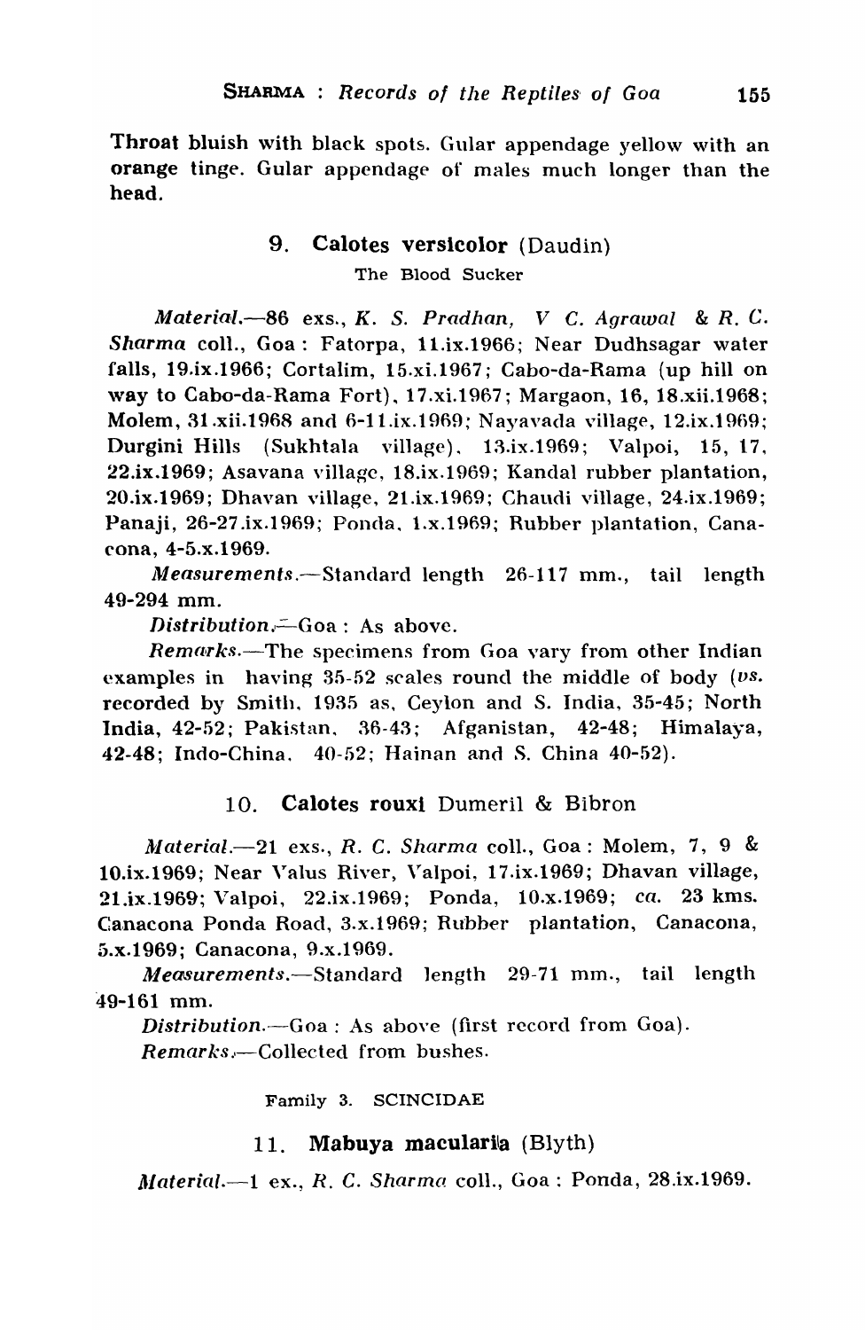Throat bluish with black spots. Gular appendage yellow with an orange tinge. Gular appendage of males much longer than the head.

### 9. **Calotes versicolor** (Daudin)

The Blood Sucker

*Material*.—86 exs., *K. S. Pradhan, V C. Agrawal* & *R. C. Sharma* coll., Goa: Fatorpa, 11.ix.1966; Near Dudhsagar water falls, 19.ix.1966; Cortalim, 15.xi.1967; Cabo-da-Rama (up hill on way to Cabo-da-Rama Fort), 17.xi.1967; Margaon, 16, 18.xii.1968; Molem, 31.xii.1968 and 6-11.ix.1969; Nayavada village, 12.ix.1969; Durgini Hills (Sukhtala village), 13.ix.1969; Valpoi, 15, 17, 22.ix.1969; Asavana village, 18.ix.1969; Kandal rubber plantation, 20.ix.1969; Dhavan village, 21.ix.1969; Chaudi village, 24.ix.1969; Panaji, 26-27.ix.1969; Ponda, 1.x.1969; Rubber plantation, Canacona, 4-5.x.1969.

*Measurements*.—Standard length 26-117 mm., tail length 49-294 mm.

*Distribution*.—Goa: As above.

*Remarks*.—The specimens from Goa vary from other Indian examples in having 35-52 scales round the middle of body (*vs.* recorded by Smith, 1935 as, Ceylon and S. India, 35-45; North India, 42-52; Pakistan, 36-43; Afganistan, 42-48; Himalaya, 42-48; Indo-China, 40-52; Hainan and S. China 40-52).

### 10. **Calotes rouxi** Dumeril & Bibron

*Material*.—21 exs., *R. C. Sharma* coll., Goa: Molem, 7, 9 & 10.ix.1969; Near Valus River, Valpoi, 17.ix.1969; Dhavan village, 21.ix.1969; Valpoi, 22.ix.1969; Ponda, 10.x.1969; *ca.* 23 kms. Canacona Ponda Road, 3.x.1969; Rubber plantation, Canacona, 5.x.1969; Canacona, 9.x.1969.

*Measurements*.—Standard length 29-71 mm., tail length 49-161 mm.

*Distribution*.—Goa: As above (first record from Goa).

*Remarks*.—Collected from bushes.

## Family 3. SCINCIDAE

### 11. **Mabuya macularia** (Blyth)

*Material*.—1 ex., *R. C. Sharma* coll., Goa: Ponda, 28.ix.1969.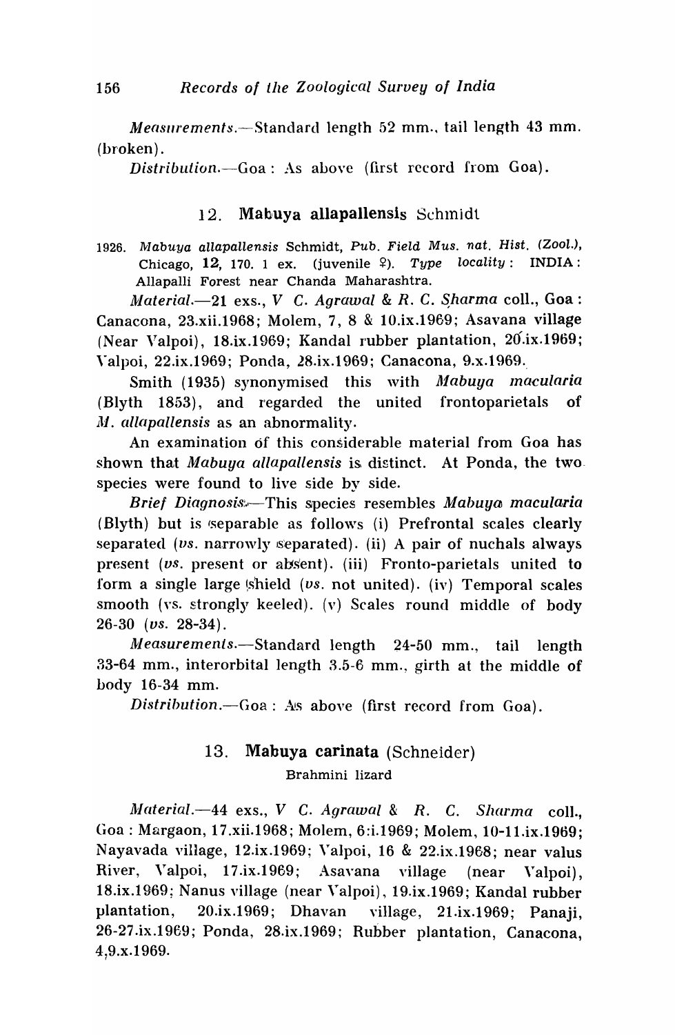*Measurements*.—Standard length 52 mm., tail length 43 mm. (broken).

*Distribution*.—Goa : As above (first record from Goa).

## 12. Mabuya allapallensis Schmidt

1926. *Mabuya allapallensis* Schmidt, *Pub. Field Mus. nat. Hist. (Zool.)*, Chicago, **12**, 170. 1 ex. (juvenile ♀). *Type locality*: INDIA: Allapalli Forest near Chanda Maharashtra.

*Material*.—21 exs., *V C. Agrawal & R. C. Sharma* coll., Goa : Canacona, 23.xii.1968; Molem, 7, 8 & 10.ix.1969; Asavana village (Near Valpoi), 18.ix.1969; Kandal rubber plantation, 20.ix.1969; Valpoi, 22.ix.1969; Ponda, 28.ix.1969; Canacona, 9.x.1969.

Smith (1935) synonymised this with *Mabuya macularia* (Blyth 1853), and regarded the united frontoparietals of *M. allapallensis* as an abnormality.

An examination of this considerable material from Goa has shown that *Mabuya allapallensis* is distinct. At Ponda, the two species were found to live side by side.

*Brief Diagnosis*.—This species resembles *Mabuya macularia* (Blyth) but is separable as follows (i) Prefrontal scales clearly separated (*vs*. narrowly separated). (ii) A pair of nuchals always present (*vs*. present or absent). (iii) Fronto-parietals united to form a single large shield (*vs*. not united). (iv) Temporal scales smooth (vs. strongly keeled). (v) Scales round middle of body 26-30 (*vs*. 28-34).

*Measurements*.—Standard length 24-50 mm., tail length 33-64 mm., interorbital length 3.5-6 mm., girth at the middle of body 16-34 mm.

*Distribution*.—Goa : As above (first record from Goa).

## 13. Mabuya carinata (Schneider)

Brahmini lizard

*Material*.—44 exs., *V C. Agrawal & R. C. Sharma* coll., Goa : Margaon, 17.xii.1968; Molem, 6.i.1969; Molem, 10-11.ix.1969; Nayavada village, 12.ix.1969; Valpoi, 16 & 22.ix.1968; near valus River, Valpoi, 17.ix.1969; Asavana village (near Valpoi), 18.ix.1969; Nanus village (near Valpoi), 19.ix.1969; Kandal rubber plantation, 20.ix.1969; Dhavan village, 21.ix.1969; Panaji, 26-27.ix.1969; Ponda, 28.ix.1969; Rubber plantation, Canacona, 4,9.x.1969.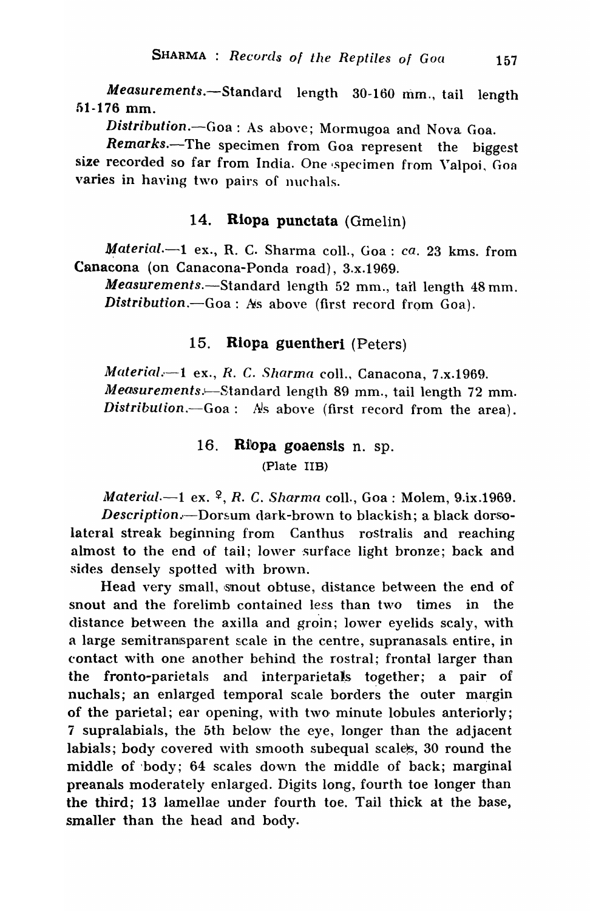*Measurements*.—Standard length 30-160 mm., tail length 51-176 mm.

*Distribution*.—Goa : As above; Mormugoa and Nova Goa.

*Remarks*.—The specimen from Goa represent the biggest size recorded so far from India. One specimen from Valpoi, Goa varies in having two pairs of nuchals.

## 14. Riopa punctata (Gmelin)

*Material*.—1 ex., R. C. Sharma coll., Goa : *ca*. 23 kms. from Canacona (on Canacona-Ponda road), 3.x.1969.

*Measurements*.—Standard length 52 mm., tail length 48 mm.

*Distribution*.—Goa : As above (first record from Goa).

## 15. Riopa guentheri (Peters)

*Material*.—1 ex., *R. C. Sharma* coll., Canacona, 7.x.1969.

*Measurements*.—Standard length 89 mm., tail length 72 mm.

*Distribution*.—Goa : As above (first record from the area).

## 16. Riopa goaensis n. sp.

(Plate IIB)

*Material*.—1 ex. ♀, *R. C. Sharma* coll., Goa : Molem, 9.ix.1969.

*Description*.—Dorsum dark-brown to blackish; a black dorsolateral streak beginning from Canthus rostralis and reaching almost to the end of tail; lower surface light bronze; back and sides densely spotted with brown.

Head very small, snout obtuse, distance between the end of snout and the forelimb contained less than two times in the distance between the axilla and groin; lower eyelids scaly, with a large semitransparent scale in the centre, supranasals entire, in contact with one another behind the rostral; frontal larger than the fronto-parietals and interparietals together; a pair of nuchals; an enlarged temporal scale borders the outer margin of the parietal; ear opening, with two minute lobules anteriorly; 7 supralabials, the 5th below the eye, longer than the adjacent labials; body covered with smooth subequal scales, 30 round the middle of body; 64 scales down the middle of back; marginal preanals moderately enlarged. Digits long, fourth toe longer than the third; 13 lamellae under fourth toe. Tail thick at the base, smaller than the head and body.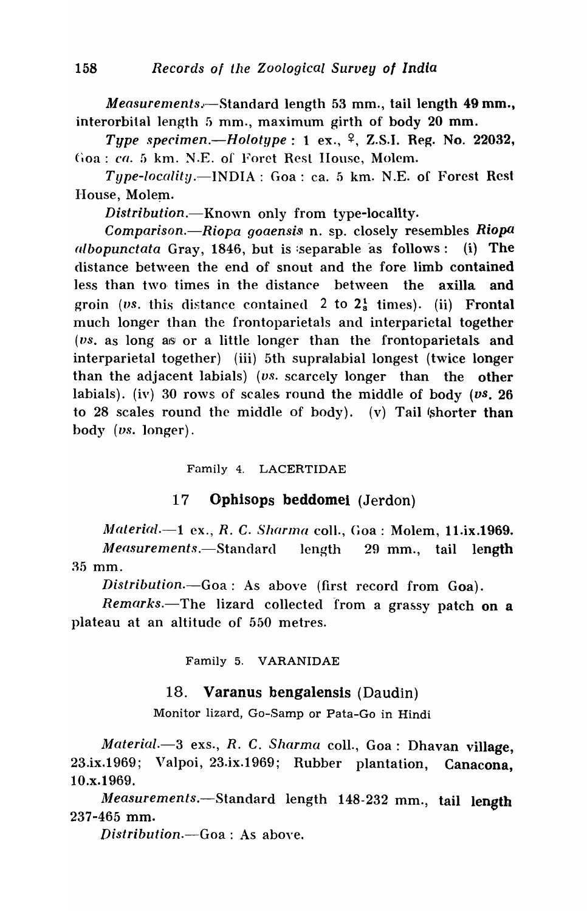*Measurements*.—Standard length 53 mm., tail length 49 mm., interorbital length 5 mm., maximum girth of body 20 mm.

*Type specimen*.—*Holotype* : 1 ex., ♀, Z.S.I. Reg. No. 22032, Goa : *ca*. 5 km. N.E. of Foret Rest House, Molem.

*Type-locality*.—INDIA : Goa : ca. 5 km. N.E. of Forest Rest House, Molem.

*Distribution*.—Known only from type-locality.

*Comparison*.—*Riopa goaensis* n. sp. closely resembles *Riopa albopunctata* Gray, 1846, but is separable as follows : (i) The distance between the end of snout and the fore limb contained less than two times in the distance between the axilla and groin (*vs*. this distance contained 2 to $2\frac{1}{3}$ times). (ii) Frontal much longer than the frontoparietals and interparietal together (*vs*. as long as or a little longer than the frontoparietals and interparietal together) (iii) 5th supralabial longest (twice longer than the adjacent labials) (*vs*. scarcely longer than the other labials). (iv) 30 rows of scales round the middle of body (*vs*. 26 to 28 scales round the middle of body). (v) Tail shorter than body (*vs*. longer).

### Family 4. LACERTIDAE

## 17 Ophisops beddomei (Jerdon)

*Material*.—1 ex., *R. C. Sharma* coll., Goa : Molem, 11.ix.1969.

*Measurements*.—Standard length 29 mm., tail length 35 mm.

*Distribution*.—Goa : As above (first record from Goa).

*Remarks*.—The lizard collected from a grassy patch on a plateau at an altitude of 550 metres.

### Family 5. VARANIDAE

## 18. Varanus bengalensis (Daudin)

Monitor lizard, Go-Samp or Pata-Go in Hindi

*Material*.—3 exs., *R. C. Sharma* coll., Goa : Dhavan village, 23.ix.1969; Valpoi, 23.ix.1969; Rubber plantation, Canacona, 10.x.1969.

*Measurements*.—Standard length 148-232 mm., tail length 237-465 mm.

*Distribution*.—Goa : As above.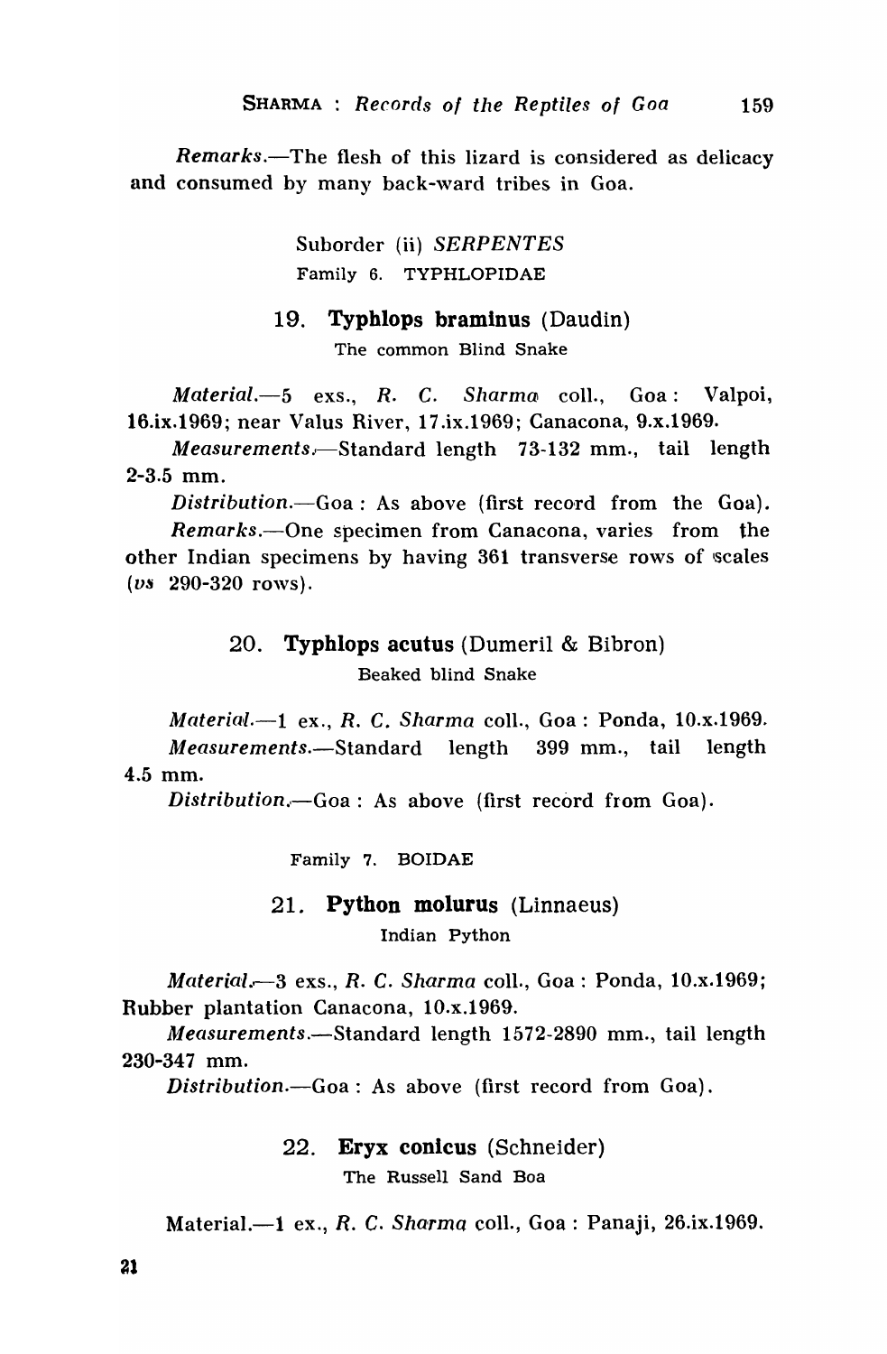*Remarks*.—The flesh of this lizard is considered as delicacy and consumed by many back-ward tribes in Goa.

## Suborder (ii) *SERPENTES*

### Family 6. TYPHLOPIDAE

#### 19. **Typhlops braminus** (Daudin)

The common Blind Snake

*Material*.—5 exs., *R. C. Sharma* coll., Goa: Valpoi, 16.ix.1969; near Valus River, 17.ix.1969; Canacona, 9.x.1969.

*Measurements*.—Standard length 73-132 mm., tail length 2-3.5 mm.

*Distribution*.—Goa: As above (first record from the Goa).

*Remarks*.—One specimen from Canacona, varies from the other Indian specimens by having 361 transverse rows of scales (*vs* 290-320 rows).

#### 20. **Typhlops acutus** (Dumeril & Bibron)

Beaked blind Snake

*Material*.—1 ex., *R. C. Sharma* coll., Goa: Ponda, 10.x.1969.

*Measurements*.—Standard length 399 mm., tail length 4.5 mm.

*Distribution*.—Goa: As above (first record from Goa).

### Family 7. BOIDAE

#### 21. **Python molurus** (Linnaeus)

Indian Python

*Material*.—3 exs., *R. C. Sharma* coll., Goa: Ponda, 10.x.1969; Rubber plantation Canacona, 10.x.1969.

*Measurements*.—Standard length 1572-2890 mm., tail length 230-347 mm.

*Distribution*.—Goa: As above (first record from Goa).

#### 22. **Eryx conicus** (Schneider)

The Russell Sand Boa

Material.—1 ex., *R. C. Sharma* coll., Goa: Panaji, 26.ix.1969.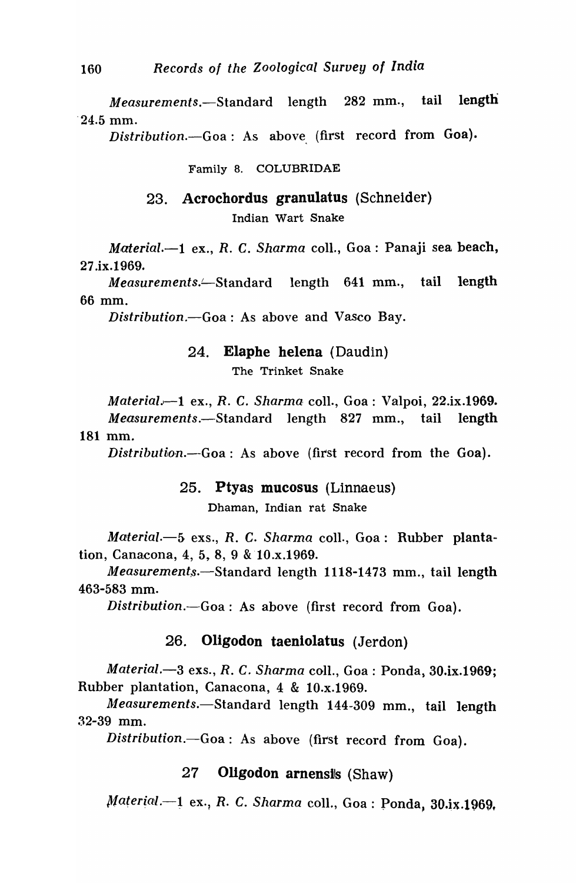*Measurements.*—Standard length 282 mm., tail length 24.5 mm.

*Distribution.*—Goa : As above (first record from Goa).

Family 8. COLUBRIDAE

### 23. **Acrochordus granulatus** (Schneider)

Indian Wart Snake

*Material.*—1 ex., *R. C. Sharma* coll., Goa : Panaji sea beach, 27.ix.1969.

*Measurements.*—Standard length 641 mm., tail length 66 mm.

*Distribution.*—Goa : As above and Vasco Bay.

### 24. **Elaphe helena** (Daudin)

The Trinket Snake

*Material.*—1 ex., *R. C. Sharma* coll., Goa : Valpoi, 22.ix.1969.

*Measurements.*—Standard length 827 mm., tail length 181 mm.

*Distribution.*—Goa : As above (first record from the Goa).

### 25. **Ptyas mucosus** (Linnaeus)

Dhaman, Indian rat Snake

*Material.*—5 exs., *R. C. Sharma* coll., Goa : Rubber plantation, Canacona, 4, 5, 8, 9 & 10.x.1969.

*Measurements.*—Standard length 1118-1473 mm., tail length 463-583 mm.

*Distribution.*—Goa : As above (first record from Goa).

### 26. **Oligodon taeniolatus** (Jerdon)

*Material.*—3 exs., *R. C. Sharma* coll., Goa : Ponda, 30.ix.1969; Rubber plantation, Canacona, 4 & 10.x.1969.

*Measurements.*—Standard length 144-309 mm., tail length 32-39 mm.

*Distribution.*—Goa : As above (first record from Goa).

### 27 **Oligodon arnensis** (Shaw)

*Material.*—1 ex., *R. C. Sharma* coll., Goa : Ponda, 30.ix.1969,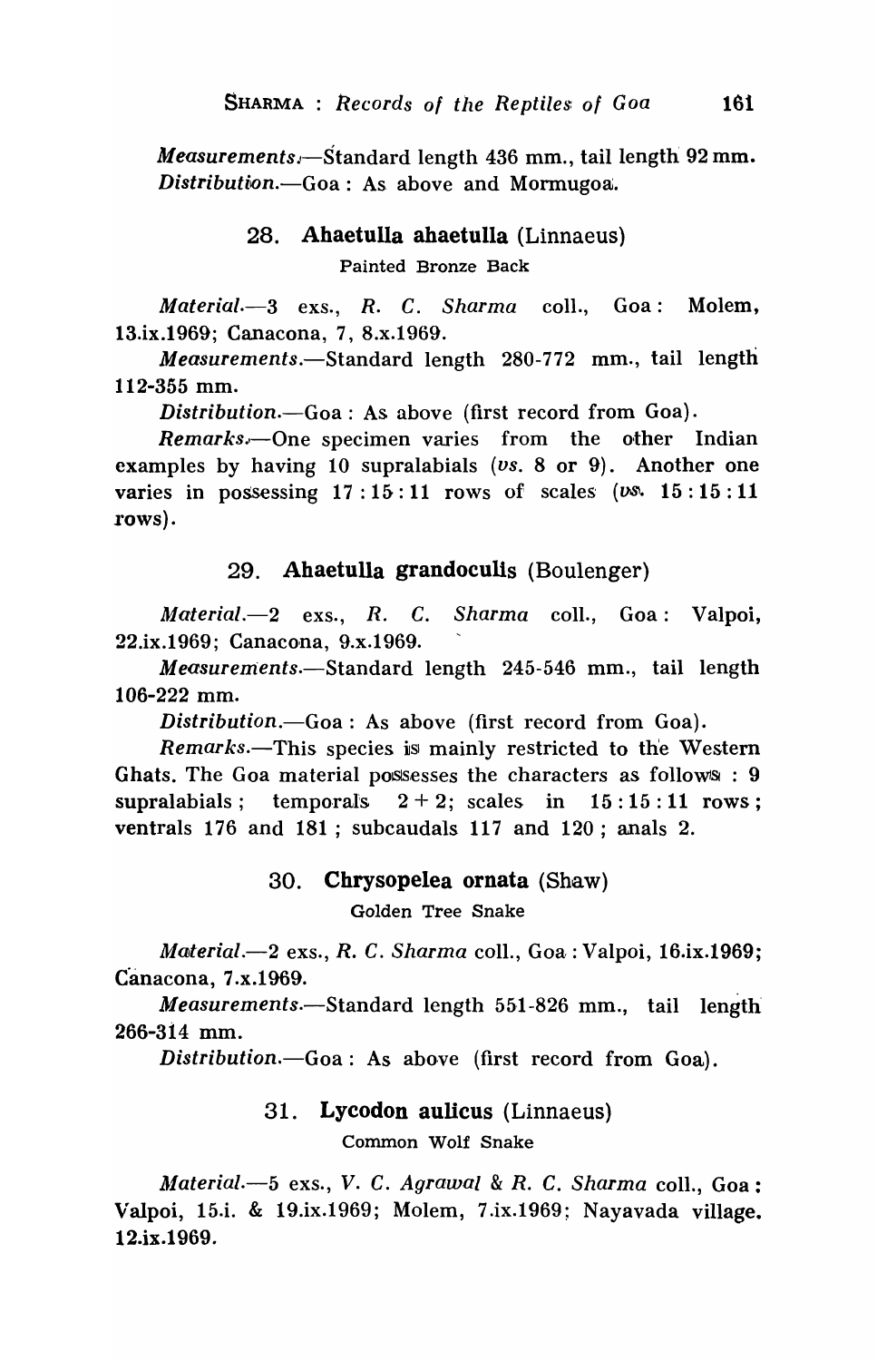*Measurements*.—Standard length 436 mm., tail length 92 mm.
*Distribution*.—Goa : As above and Mormugoa.

### 28. **Ahaetulla ahaetulla** (Linnaeus)

Painted Bronze Back

*Material*.—3 exs., *R. C. Sharma* coll., Goa : Molem, 13.ix.1969; Canacona, 7, 8.x.1969.

*Measurements*.—Standard length 280-772 mm., tail length 112-355 mm.

*Distribution*.—Goa : As above (first record from Goa).

*Remarks*.—One specimen varies from the other Indian examples by having 10 supralabials (*vs*. 8 or 9). Another one varies in possessing 17 : 15 : 11 rows of scales (*vs*. 15 : 15 : 11 rows).

### 29. **Ahaetulla grandoculis** (Boulenger)

*Material*.—2 exs., *R. C. Sharma* coll., Goa : Valpoi, 22.ix.1969; Canacona, 9.x.1969.

*Measurements*.—Standard length 245-546 mm., tail length 106-222 mm.

*Distribution*.—Goa : As above (first record from Goa).

*Remarks*.—This species is mainly restricted to the Western Ghats. The Goa material possesses the characters as follows : 9 supralabials ; temporals 2 + 2; scales in 15 : 15 : 11 rows ; ventrals 176 and 181 ; subcaudals 117 and 120 ; anals 2.

### 30. **Chrysopelea ornata** (Shaw)

Golden Tree Snake

*Material*.—2 exs., *R. C. Sharma* coll., Goa : Valpoi, 16.ix.1969; Canacona, 7.x.1969.

*Measurements*.—Standard length 551-826 mm., tail length 266-314 mm.

*Distribution*.—Goa : As above (first record from Goa).

### 31. **Lycodon aulicus** (Linnaeus)

Common Wolf Snake

*Material*.—5 exs., *V. C. Agrawal* & *R. C. Sharma* coll., Goa : Valpoi, 15.i. & 19.ix.1969; Molem, 7.ix.1969; Nayavada village. 12.ix.1969.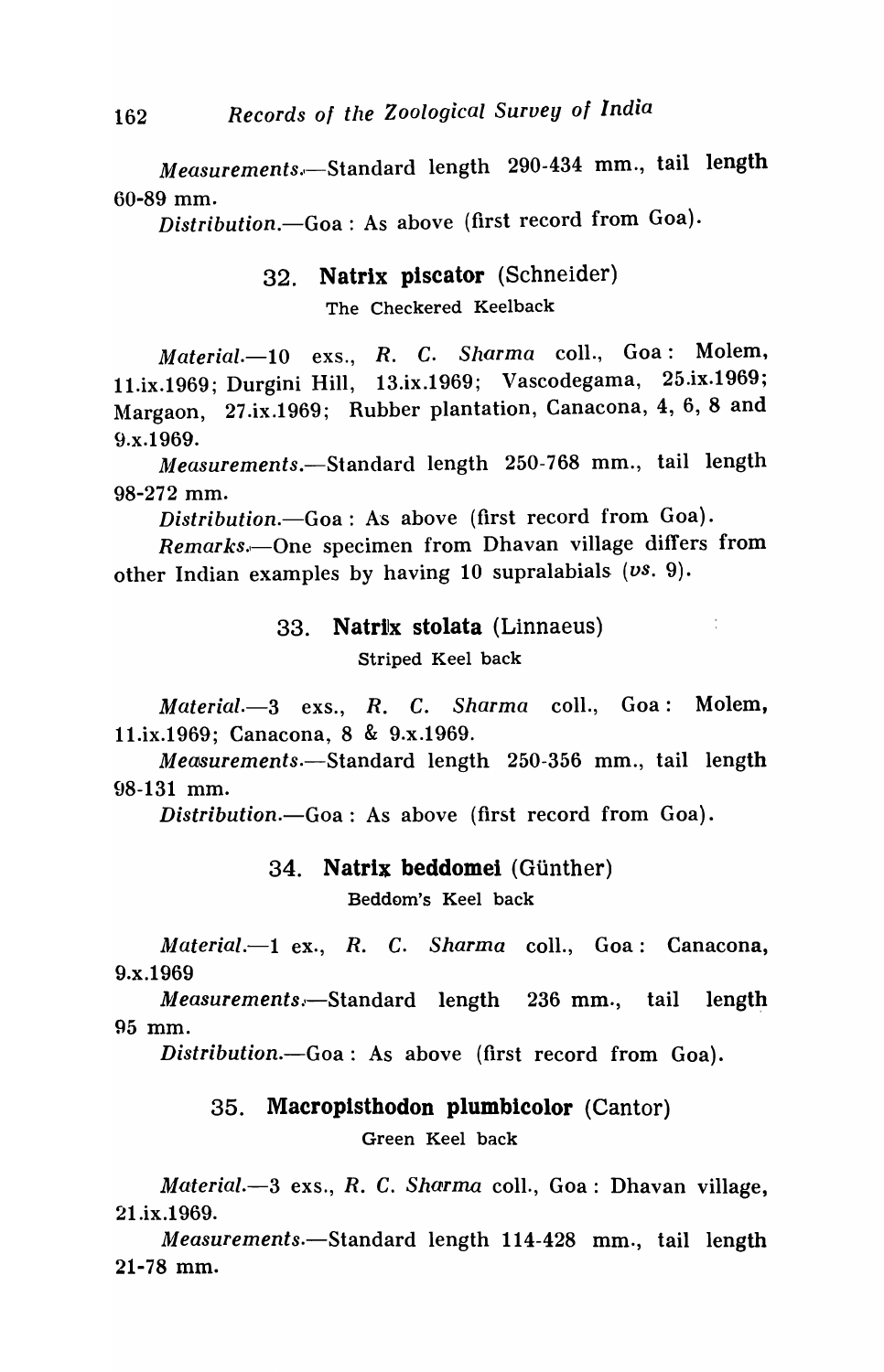*Measurements.*—Standard length 290-434 mm., tail length 60-89 mm.

*Distribution.*—Goa : As above (first record from Goa).

### 32. **Natrix piscator** (Schneider)

The Checkered Keelback

*Material.*—10 exs., *R. C. Sharma* coll., Goa : Molem, 11.ix.1969; Durgini Hill, 13.ix.1969; Vascodegama, 25.ix.1969; Margaon, 27.ix.1969; Rubber plantation, Canacona, 4, 6, 8 and 9.x.1969.

*Measurements.*—Standard length 250-768 mm., tail length 98-272 mm.

*Distribution.*—Goa : As above (first record from Goa).

*Remarks.*—One specimen from Dhavan village differs from other Indian examples by having 10 supralabials (*vs.* 9).

### 33. **Natrix stolata** (Linnaeus)

Striped Keel back

*Material.*—3 exs., *R. C. Sharma* coll., Goa : Molem, 11.ix.1969; Canacona, 8 & 9.x.1969.

*Measurements.*—Standard length 250-356 mm., tail length 98-131 mm.

*Distribution.*—Goa : As above (first record from Goa).

### 34. **Natrix beddomei** (Günther)

Beddom's Keel back

*Material.*—1 ex., *R. C. Sharma* coll., Goa : Canacona, 9.x.1969

*Measurements.*—Standard length 236 mm., tail length 95 mm.

*Distribution.*—Goa : As above (first record from Goa).

### 35. **Macropisthodon plumbicolor** (Cantor)

Green Keel back

*Material.*—3 exs., *R. C. Sharma* coll., Goa : Dhavan village, 21.ix.1969.

*Measurements.*—Standard length 114-428 mm., tail length 21-78 mm.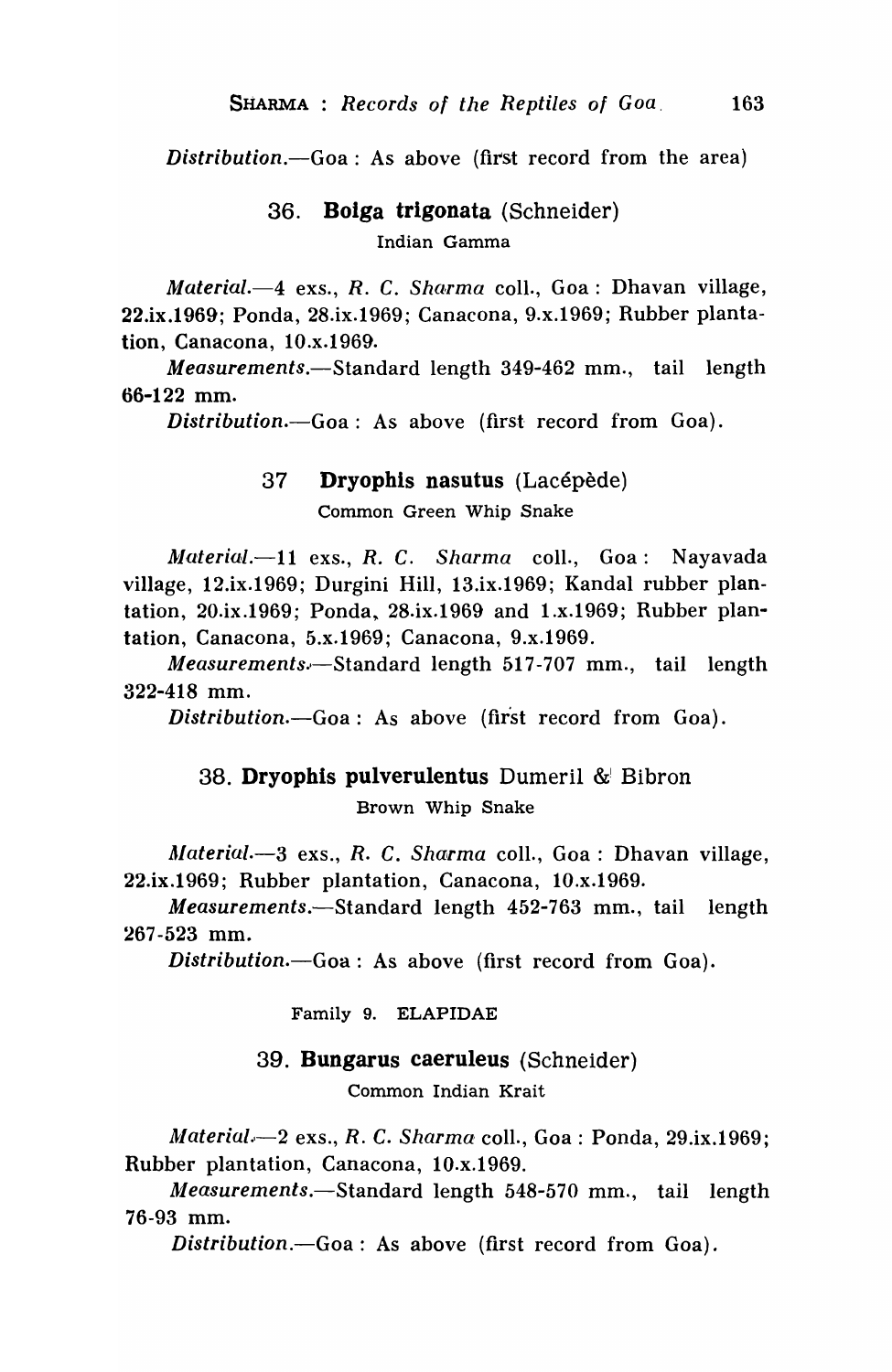*Distribution*.—Goa : As above (first record from the area)

### 36. **Boiga trigonata** (Schneider)

Indian Gamma

*Material*.—4 exs., *R. C. Sharma* coll., Goa : Dhavan village, 22.ix.1969; Ponda, 28.ix.1969; Canacona, 9.x.1969; Rubber plantation, Canacona, 10.x.1969.

*Measurements*.—Standard length 349-462 mm., tail length 66-122 mm.

*Distribution*.—Goa : As above (first record from Goa).

### 37 **Dryophis nasutus** (Lacépède)

Common Green Whip Snake

*Material*.—11 exs., *R. C. Sharma* coll., Goa : Nayavada village, 12.ix.1969; Durgini Hill, 13.ix.1969; Kandal rubber plantation, 20.ix.1969; Ponda, 28.ix.1969 and 1.x.1969; Rubber plantation, Canacona, 5.x.1969; Canacona, 9.x.1969.

*Measurements*.—Standard length 517-707 mm., tail length 322-418 mm.

*Distribution*.—Goa : As above (first record from Goa).

### 38. **Dryophis pulverulentus** Dumeril & Bibron

Brown Whip Snake

*Material*.—3 exs., *R. C. Sharma* coll., Goa : Dhavan village, 22.ix.1969; Rubber plantation, Canacona, 10.x.1969.

*Measurements*.—Standard length 452-763 mm., tail length 267-523 mm.

*Distribution*.—Goa : As above (first record from Goa).

## Family 9. ELAPIDAE

### 39. **Bungarus caeruleus** (Schneider)

Common Indian Krait

*Material*.—2 exs., *R. C. Sharma* coll., Goa : Ponda, 29.ix.1969; Rubber plantation, Canacona, 10.x.1969.

*Measurements*.—Standard length 548-570 mm., tail length 76-93 mm.

*Distribution*.—Goa : As above (first record from Goa).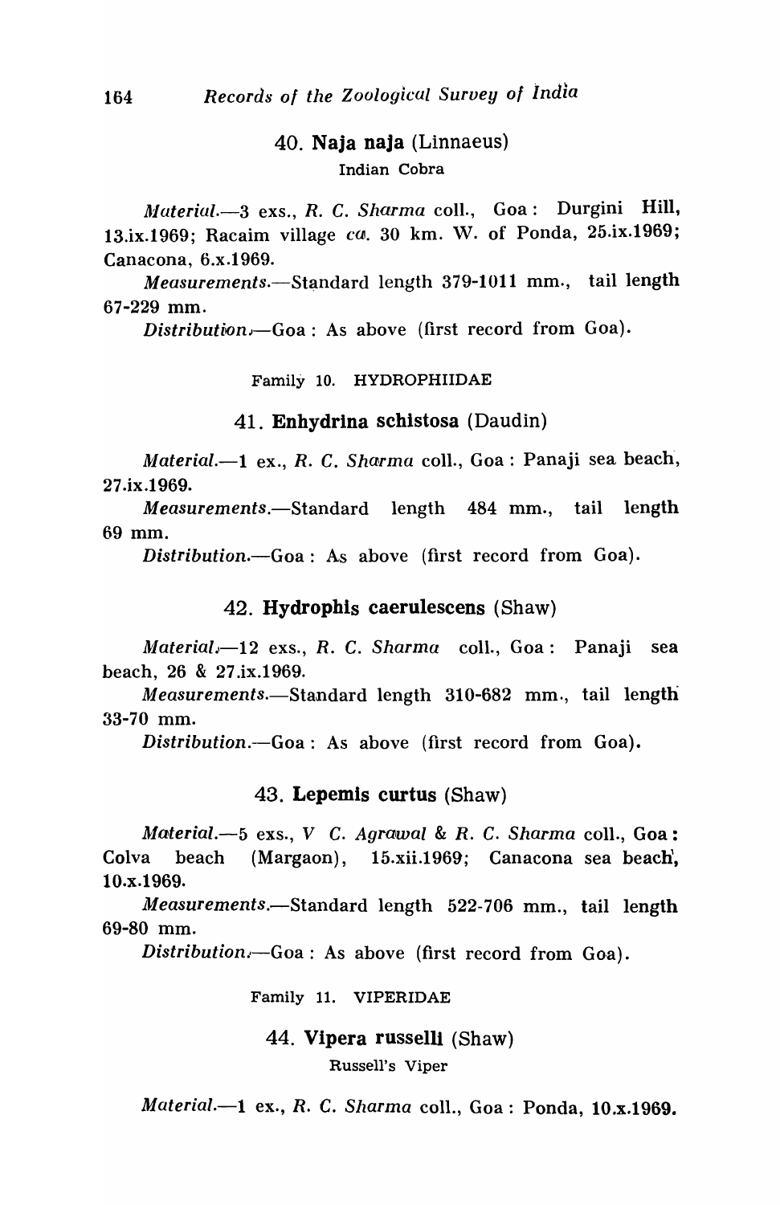### 40. **Naja naja** (Linnaeus)

Indian Cobra

*Material.*—3 exs., *R. C. Sharma* coll., Goa: Durgini Hill, 13.ix.1969; Racaim village *ca.* 30 km. W. of Ponda, 25.ix.1969; Canacona, 6.x.1969.

*Measurements.*—Standard length 379-1011 mm., tail length 67-229 mm.

*Distribution.*—Goa: As above (first record from Goa).

## Family 10. HYDROPHIIDAE

### 41. **Enhydrina schistosa** (Daudin)

*Material.*—1 ex., *R. C. Sharma* coll., Goa: Panaji sea beach, 27.ix.1969.

*Measurements.*—Standard length 484 mm., tail length 69 mm.

*Distribution.*—Goa: As above (first record from Goa).

### 42. **Hydrophis caerulescens** (Shaw)

*Material.*—12 exs., *R. C. Sharma* coll., Goa: Panaji sea beach, 26 & 27.ix.1969.

*Measurements.*—Standard length 310-682 mm., tail length 33-70 mm.

*Distribution.*—Goa: As above (first record from Goa).

### 43. **Lepemis curtus** (Shaw)

*Material.*—5 exs., *V C. Agrawal* & *R. C. Sharma* coll., Goa: Colva beach (Margaon), 15.xii.1969; Canacona sea beach, 10.x.1969.

*Measurements.*—Standard length 522-706 mm., tail length 69-80 mm.

*Distribution.*—Goa: As above (first record from Goa).

## Family 11. VIPERIDAE

### 44. **Vipera russelli** (Shaw)

Russell's Viper

*Material.*—1 ex., *R. C. Sharma* coll., Goa: Ponda, 10.x.1969.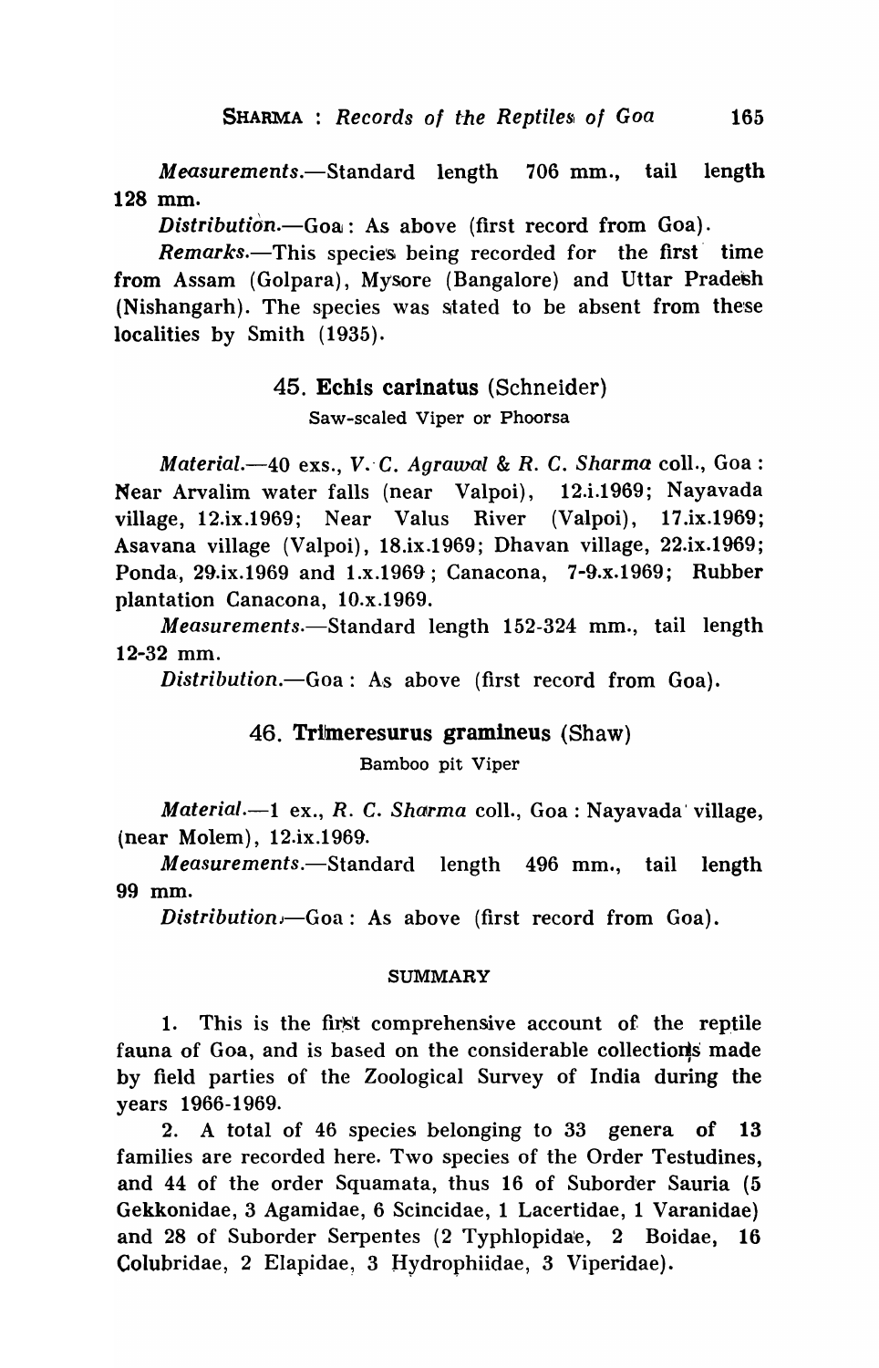*Measurements.*—Standard length 706 mm., tail length 128 mm.

*Distribution.*—Goa: As above (first record from Goa).

*Remarks.*—This species being recorded for the first time from Assam (Golpara), Mysore (Bangalore) and Uttar Pradesh (Nishangarh). The species was stated to be absent from these localities by Smith (1935).

### 45. **Echis carinatus** (Schneider)

Saw-scaled Viper or Phoorsa

*Material.*—40 exs., *V. C. Agrawal* & *R. C. Sharma* coll., Goa: Near Arvalim water falls (near Valpoi), 12.i.1969; Nayavada village, 12.ix.1969; Near Valus River (Valpoi), 17.ix.1969; Asavana village (Valpoi), 18.ix.1969; Dhavan village, 22.ix.1969; Ponda, 29.ix.1969 and 1.x.1969; Canacona, 7-9.x.1969; Rubber plantation Canacona, 10.x.1969.

*Measurements.*—Standard length 152-324 mm., tail length 12-32 mm.

*Distribution.*—Goa: As above (first record from Goa).

### 46. **Trimeresurus gramineus** (Shaw)

Bamboo pit Viper

*Material.*—1 ex., *R. C. Sharma* coll., Goa: Nayavada village, (near Molem), 12.ix.1969.

*Measurements.*—Standard length 496 mm., tail length 99 mm.

*Distribution.*—Goa: As above (first record from Goa).

## SUMMARY

1. This is the first comprehensive account of the reptile fauna of Goa, and is based on the considerable collections made by field parties of the Zoological Survey of India during the years 1966-1969.

2. A total of 46 species belonging to 33 genera of 13 families are recorded here. Two species of the Order Testudines, and 44 of the order Squamata, thus 16 of Suborder Sauria (5 Gekkonidae, 3 Agamidae, 6 Scincidae, 1 Lacertidae, 1 Varanidae) and 28 of Suborder Serpentes (2 Typhlopidae, 2 Boidae, 16 Colubridae, 2 Elapidae, 3 Hydrophiidae, 3 Viperidae).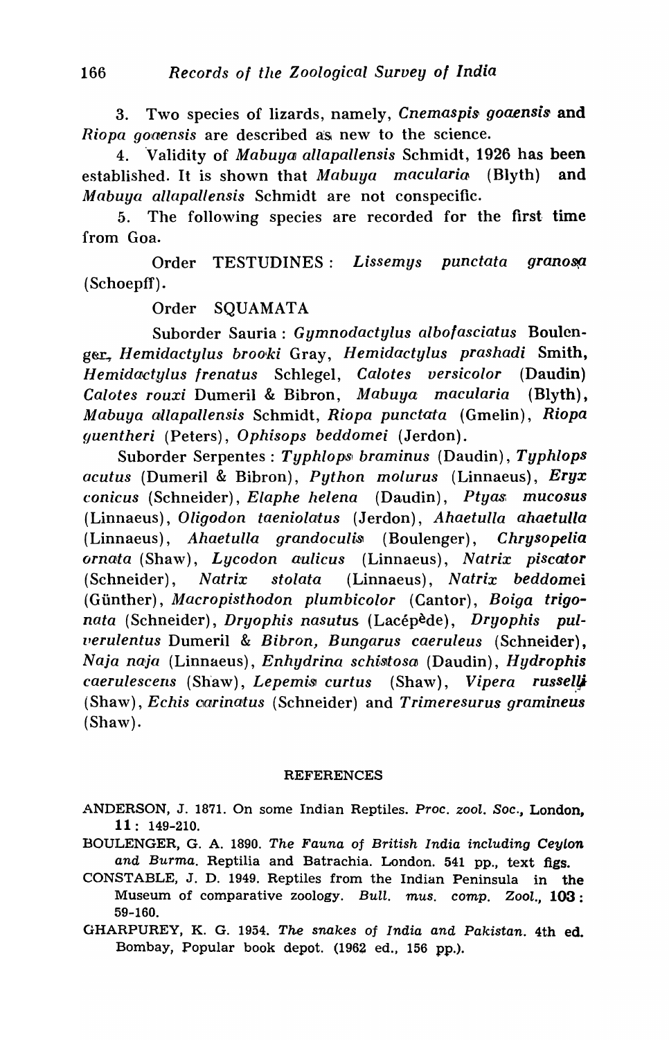3. Two species of lizards, namely, *Cnemaspis goaensis* and *Riopa goaensis* are described as new to the science.

4. Validity of *Mabuya allapallensis* Schmidt, 1926 has been established. It is shown that *Mabuya macularia* (Blyth) and *Mabuya allapallensis* Schmidt are not conspecific.

5. The following species are recorded for the first time from Goa.

Order TESTUDINES : *Lissemys punctata granosa* (Schoepff).

Order SQUAMATA

Suborder Sauria : *Gymnodactylus albofasciatus* Boulenger, *Hemidactylus brooki* Gray, *Hemidactylus prashadi* Smith, *Hemidactylus frenatus* Schlegel, *Calotes versicolor* (Daudin) *Calotes rouxi* Dumeril & Bibron, *Mabuya macularia* (Blyth), *Mabuya allapallensis* Schmidt, *Riopa punctata* (Gmelin), *Riopa guentheri* (Peters), *Ophisops beddomei* (Jerdon).

Suborder Serpentes : *Typhlops braminus* (Daudin), *Typhlops acutus* (Dumeril & Bibron), *Python molurus* (Linnaeus), *Eryx conicus* (Schneider), *Elaphe helena* (Daudin), *Ptyas mucosus* (Linnaeus), *Oligodon taeniolatus* (Jerdon), *Ahaetulla ahaetulla* (Linnaeus), *Ahaetulla grandoculis* (Boulenger), *Chrysopelia ornata* (Shaw), *Lycodon aulicus* (Linnaeus), *Natrix piscator* (Schneider), *Natrix stolata* (Linnaeus), *Natrix beddomei* (Günther), *Macropisthodon plumbicolor* (Cantor), *Boiga trigonata* (Schneider), *Dryophis nasutus* (Lacépède), *Dryophis pulverulentus* Dumeril & *Bibron, Bungarus caeruleus* (Schneider), *Naja naja* (Linnaeus), *Enhydrina schistosa* (Daudin), *Hydrophis caerulescens* (Shaw), *Lepemis curtus* (Shaw), *Vipera russelli* (Shaw), *Echis carinatus* (Schneider) and *Trimeresurus gramineus* (Shaw).

## REFERENCES

ANDERSON, J. 1871. On some Indian Reptiles. *Proc. zool. Soc.*, London, **11**: 149-210.

BOULENGER, G. A. 1890. *The Fauna of British India including Ceylon and Burma.* Reptilia and Batrachia. London. 541 pp., text figs.

CONSTABLE, J. D. 1949. Reptiles from the Indian Peninsula in the Museum of comparative zoology. *Bull. mus. comp. Zool.*, **103**: 59-160.

GHARPUREY, K. G. 1954. *The snakes of India and Pakistan.* 4th ed. Bombay, Popular book depot. (1962 ed., 156 pp.).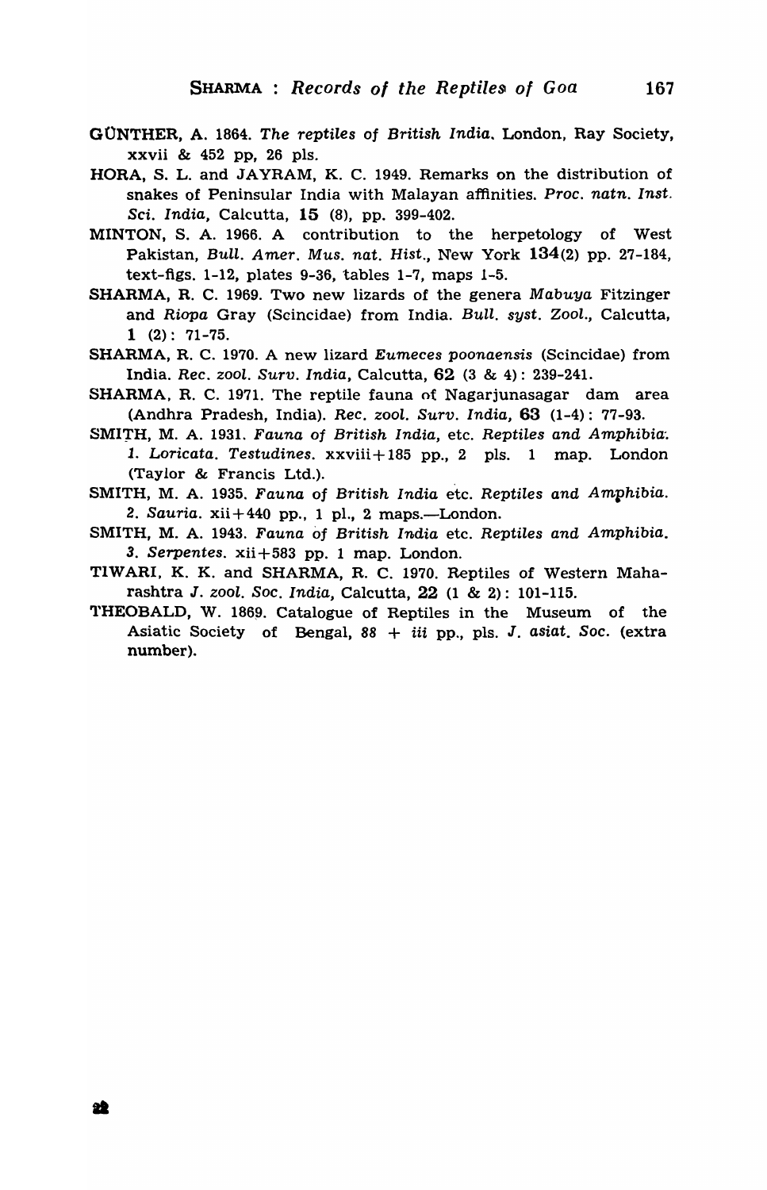GÜNTHER, A. 1864. *The reptiles of British India*. London, Ray Society, xxvii & 452 pp, 26 pls.

HORA, S. L. and JAYRAM, K. C. 1949. Remarks on the distribution of snakes of Peninsular India with Malayan affinities. *Proc. natn. Inst. Sci. India*, Calcutta, **15** (8), pp. 399-402.

MINTON, S. A. 1966. A contribution to the herpetology of West Pakistan, *Bull. Amer. Mus. nat. Hist.*, New York **134**(2) pp. 27-184, text-figs. 1-12, plates 9-36, tables 1-7, maps 1-5.

SHARMA, R. C. 1969. Two new lizards of the genera *Mabuya* Fitzinger and *Riopa* Gray (Scincidae) from India. *Bull. syst. Zool.*, Calcutta, **1** (2): 71-75.

SHARMA, R. C. 1970. A new lizard *Eumeces poonaensis* (Scincidae) from India. *Rec. zool. Surv. India*, Calcutta, **62** (3 & 4): 239-241.

SHARMA, R. C. 1971. The reptile fauna of Nagarjunasagar dam area (Andhra Pradesh, India). *Rec. zool. Surv. India*, **63** (1-4): 77-93.

SMITH, M. A. 1931. *Fauna of British India*, etc. *Reptiles and Amphibia. 1. Loricata. Testudines*. xxviii+185 pp., 2 pls. 1 map. London (Taylor & Francis Ltd.).

SMITH, M. A. 1935. *Fauna of British India* etc. *Reptiles and Amphibia. 2. Sauria*. xii+440 pp., 1 pl., 2 maps.—London.

SMITH, M. A. 1943. *Fauna of British India* etc. *Reptiles and Amphibia. 3. Serpentes*. xii+583 pp. 1 map. London.

TIWARI, K. K. and SHARMA, R. C. 1970. Reptiles of Western Maharashtra *J. zool. Soc. India*, Calcutta, **22** (1 & 2): 101-115.

THEOBALD, W. 1869. Catalogue of Reptiles in the Museum of the Asiatic Society of Bengal, 88 + *iii* pp., pls. *J. asiat. Soc.* (extra number).